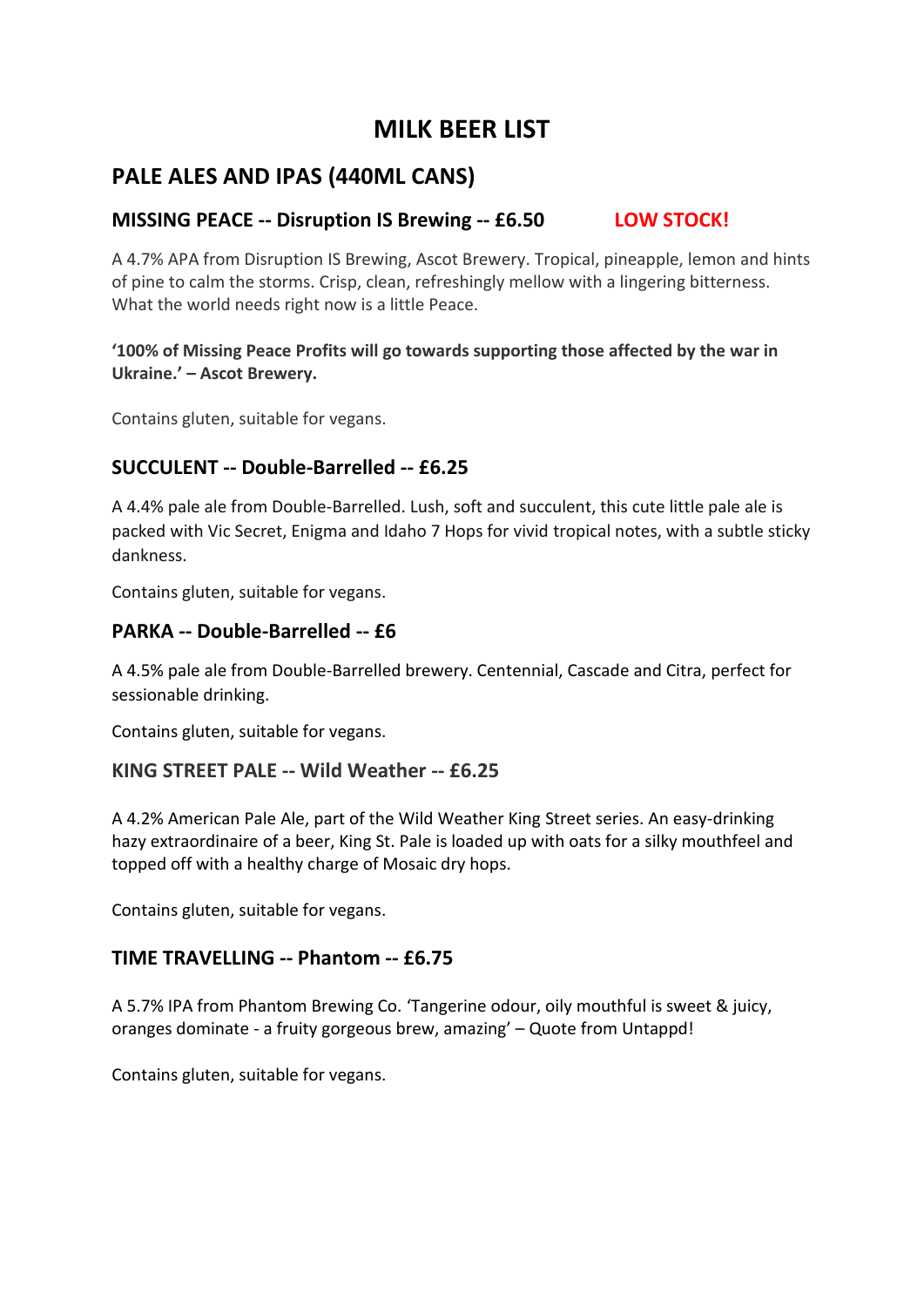# MILK BEER LIST

## PALE ALES AND IPAS (440ML CANS)

### MISSING PEACE -- Disruption IS Brewing -- £6.50 LOW STOCK!

A 4.7% APA from Disruption IS Brewing, Ascot Brewery. Tropical, pineapple, lemon and hints of pine to calm the storms. Crisp, clean, refreshingly mellow with a lingering bitterness. What the world needs right now is a little Peace.

**'100% of Missing Peace Profits will go towards supporting those affected by the war in Ukraine.' – Ascot Brewery.**

Contains gluten, suitable for vegans.

### SUCCULENT -- Double-Barrelled -- £6.25

A 4.4% pale ale from Double-Barrelled. Lush, soft and succulent, this cute little pale ale is packed with Vic Secret, Enigma and Idaho 7 Hops for vivid tropical notes, with a subtle sticky dankness.

Contains gluten, suitable for vegans.

### PARKA -- Double-Barrelled -- £6

A 4.5% pale ale from Double-Barrelled brewery. Centennial, Cascade and Citra, perfect for sessionable drinking.

Contains gluten, suitable for vegans.

### KING STREET PALE -- Wild Weather -- £6.25

A 4.2% American Pale Ale, part of the Wild Weather King Street series. An easy-drinking hazy extraordinaire of a beer, King St. Pale is loaded up with oats for a silky mouthfeel and topped off with a healthy charge of Mosaic dry hops.

Contains gluten, suitable for vegans.

### TIME TRAVELLING -- Phantom -- £6.75

A 5.7% IPA from Phantom Brewing Co. 'Tangerine odour, oily mouthful is sweet & juicy, oranges dominate - a fruity gorgeous brew, amazing' – Quote from Untappd!

Contains gluten, suitable for vegans.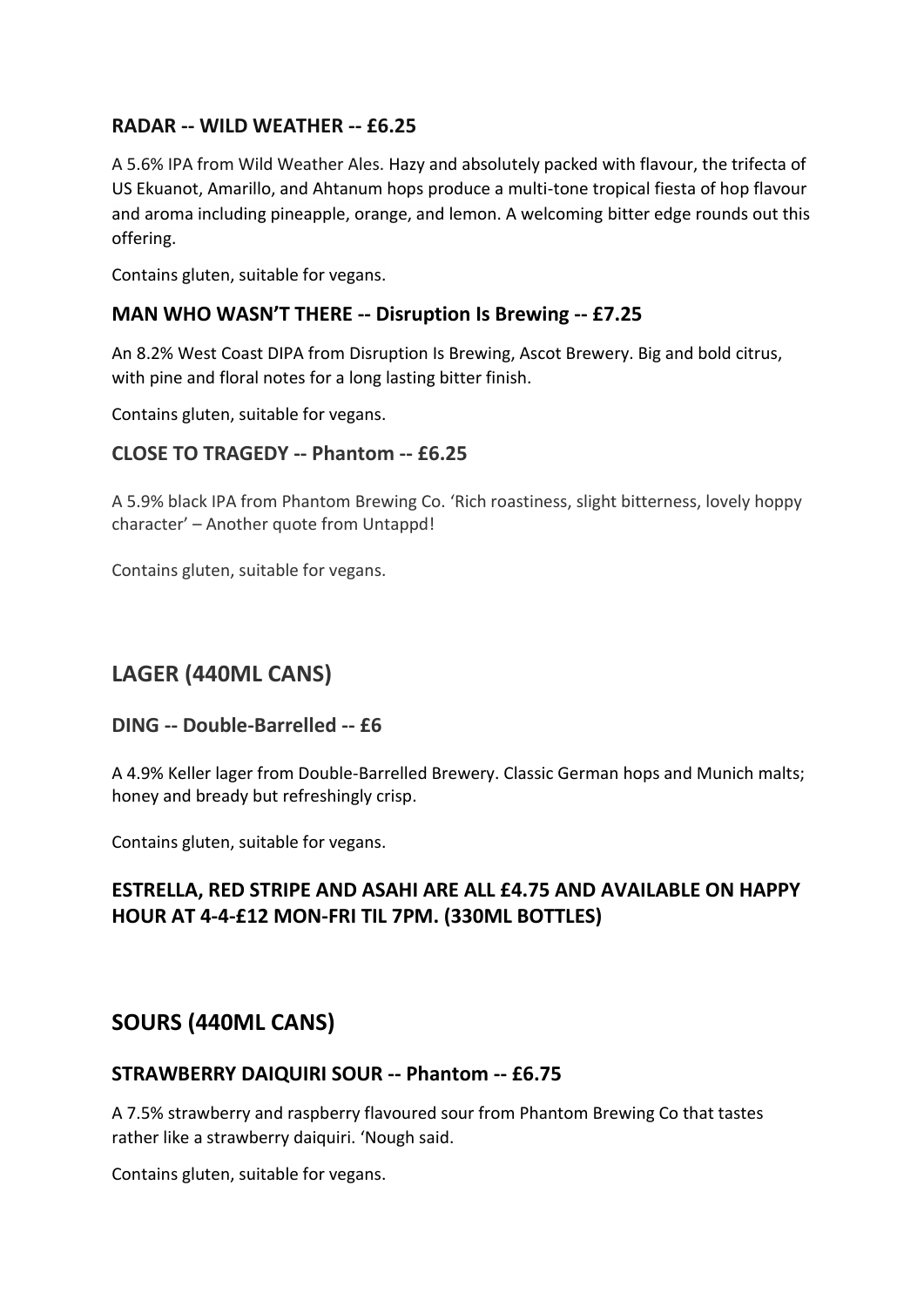### RADAR -- WILD WEATHER -- £6.25

A 5.6% IPA from Wild Weather Ales. Hazy and absolutely packed with flavour, the trifecta of US Ekuanot, Amarillo, and Ahtanum hops produce a multi-tone tropical fiesta of hop flavour and aroma including pineapple, orange, and lemon. A welcoming bitter edge rounds out this offering.

Contains gluten, suitable for vegans.

### MAN WHO WASN'T THERE -- Disruption Is Brewing -- £7.25

An 8.2% West Coast DIPA from Disruption Is Brewing, Ascot Brewery. Big and bold citrus, with pine and floral notes for a long lasting bitter finish.

Contains gluten, suitable for vegans.

### CLOSE TO TRAGEDY -- Phantom -- £6.25

A 5.9% black IPA from Phantom Brewing Co. 'Rich roastiness, slight bitterness, lovely hoppy character' – Another quote from Untappd!

Contains gluten, suitable for vegans.

## LAGER (440ML CANS)

### DING -- Double-Barrelled -- £6

A 4.9% Keller lager from Double-Barrelled Brewery. Classic German hops and Munich malts; honey and bready but refreshingly crisp.

Contains gluten, suitable for vegans.

### ESTRELLA, RED STRIPE AND ASAHI ARE ALL £4.75 AND AVAILABLE ON HAPPY HOUR AT 4-4-£12 MON-FRI TIL 7PM. (330ML BOTTLES)

## SOURS (440ML CANS)

### STRAWBERRY DAIQUIRI SOUR -- Phantom -- £6.75

A 7.5% strawberry and raspberry flavoured sour from Phantom Brewing Co that tastes rather like a strawberry daiquiri. 'Nough said.

Contains gluten, suitable for vegans.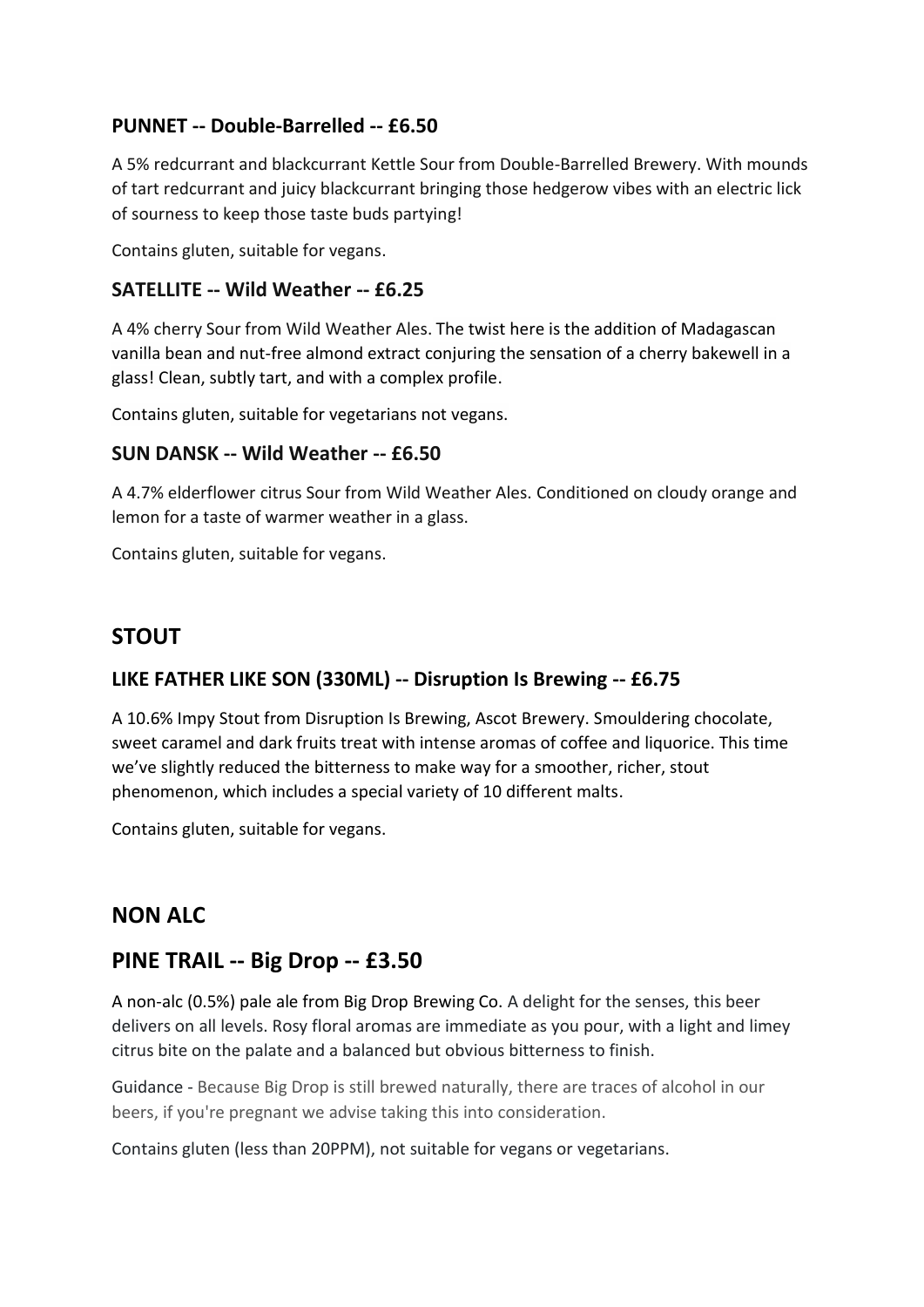### PUNNET -- Double-Barrelled -- £6.50

A 5% redcurrant and blackcurrant Kettle Sour from Double-Barrelled Brewery. With mounds of tart redcurrant and juicy blackcurrant bringing those hedgerow vibes with an electric lick of sourness to keep those taste buds partying!

Contains gluten, suitable for vegans.

### SATELLITE -- Wild Weather -- £6.25

A 4% cherry Sour from Wild Weather Ales. The twist here is the addition of Madagascan vanilla bean and nut-free almond extract conjuring the sensation of a cherry bakewell in a glass! Clean, subtly tart, and with a complex profile.

Contains gluten, suitable for vegetarians not vegans.

### SUN DANSK -- Wild Weather -- £6.50

A 4.7% elderflower citrus Sour from Wild Weather Ales. Conditioned on cloudy orange and lemon for a taste of warmer weather in a glass.

Contains gluten, suitable for vegans.

## STOUT

### LIKE FATHER LIKE SON (330ML) -- Disruption Is Brewing -- £6.75

A 10.6% Impy Stout from Disruption Is Brewing, Ascot Brewery. Smouldering chocolate, sweet caramel and dark fruits treat with intense aromas of coffee and liquorice. This time we've slightly reduced the bitterness to make way for a smoother, richer, stout phenomenon, which includes a special variety of 10 different malts.

Contains gluten, suitable for vegans.

## NON ALC

## PINE TRAIL -- Big Drop -- £3.50

A non-alc (0.5%) pale ale from Big Drop Brewing Co. A delight for the senses, this beer delivers on all levels. Rosy floral aromas are immediate as you pour, with a light and limey citrus bite on the palate and a balanced but obvious bitterness to finish.

Guidance - Because Big Drop is still brewed naturally, there are traces of alcohol in our beers, if you're pregnant we advise taking this into consideration.

Contains gluten (less than 20PPM), not suitable for vegans or vegetarians.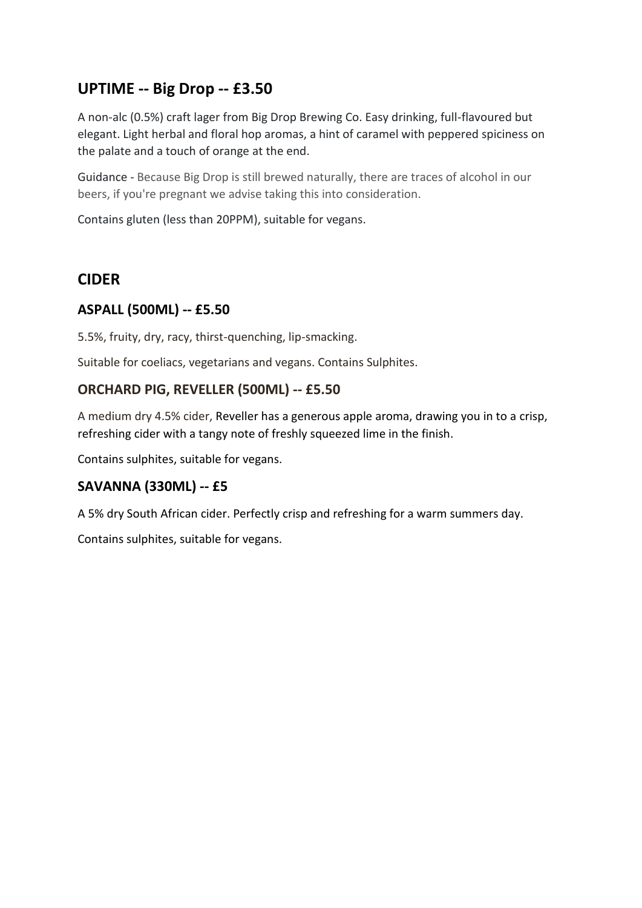## UPTIME -- Big Drop -- £3.50

A non-alc (0.5%) craft lager from Big Drop Brewing Co. Easy drinking, full-flavoured but elegant. Light herbal and floral hop aromas, a hint of caramel with peppered spiciness on the palate and a touch of orange at the end.

Guidance - Because Big Drop is still brewed naturally, there are traces of alcohol in our beers, if you're pregnant we advise taking this into consideration.

Contains gluten (less than 20PPM), suitable for vegans.

## CIDER

### ASPALL (500ML) -- £5.50

5.5%, fruity, dry, racy, thirst-quenching, lip-smacking.

Suitable for coeliacs, vegetarians and vegans. Contains Sulphites.

### ORCHARD PIG, REVELLER (500ML) -- £5.50

A medium dry 4.5% cider, Reveller has a generous apple aroma, drawing you in to a crisp, refreshing cider with a tangy note of freshly squeezed lime in the finish.

Contains sulphites, suitable for vegans.

### SAVANNA (330ML) -- £5

A 5% dry South African cider. Perfectly crisp and refreshing for a warm summers day.

Contains sulphites, suitable for vegans.